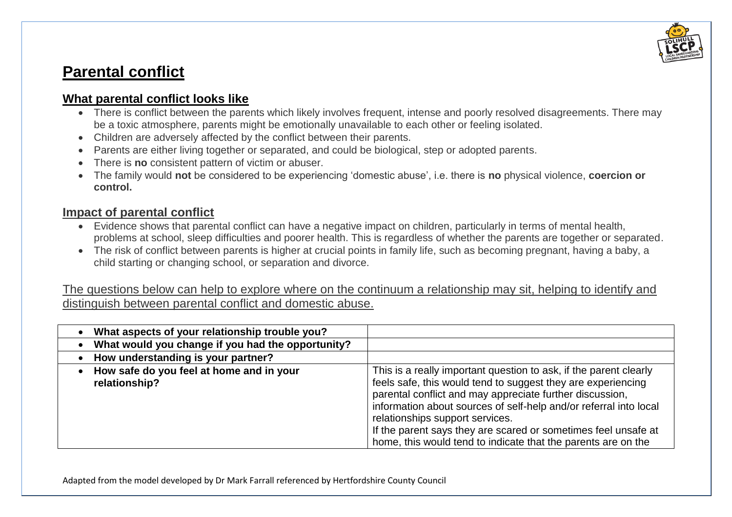# Parental conflict

## What parental conflict looks like

- There is conflict between the parents which likely involves frequent, intense and poorly resolved disagreements. There may be a toxic atmosphere, parents might be emotionally unavailable to each other or feeling isolated.
- Children are adversely affected by the conflict between their parents.
- Parents are either living together or separated, and could be biological, step or adopted parents.
- There is **no** consistent pattern of victim or abuser.
- The family would **not** be considered to be experiencing 'domestic abuse', i.e. there is **no** physical violence, **coercion or control.**

## Impact of parental conflict

- Evidence shows that parental conflict can have a negative impact on children, particularly in terms of mental health, problems at school, sleep difficulties and poorer health. This is regardless of whether the parents are together or separated.
- The risk of conflict between parents is higher at crucial points in family life, such as becoming pregnant, having a baby, a child starting or changing school, or separation and divorce.

The questions below can help to explore where on the continuum a relationship may sit, helping to identify and distinguish between parental conflict and domestic abuse.

| | |
|---|---|
| • **What aspects of your relationship trouble you?** | |
| • **What would you change if you had the opportunity?** | |
| • **How understanding is your partner?** | |
| • **How safe do you feel at home and in your relationship?** | This is a really important question to ask, if the parent clearly feels safe, this would tend to suggest they are experiencing parental conflict and may appreciate further discussion, information about sources of self-help and/or referral into local relationships support services.<br>If the parent says they are scared or sometimes feel unsafe at home, this would tend to indicate that the parents are on the |

Adapted from the model developed by Dr Mark Farrall referenced by Hertfordshire County Council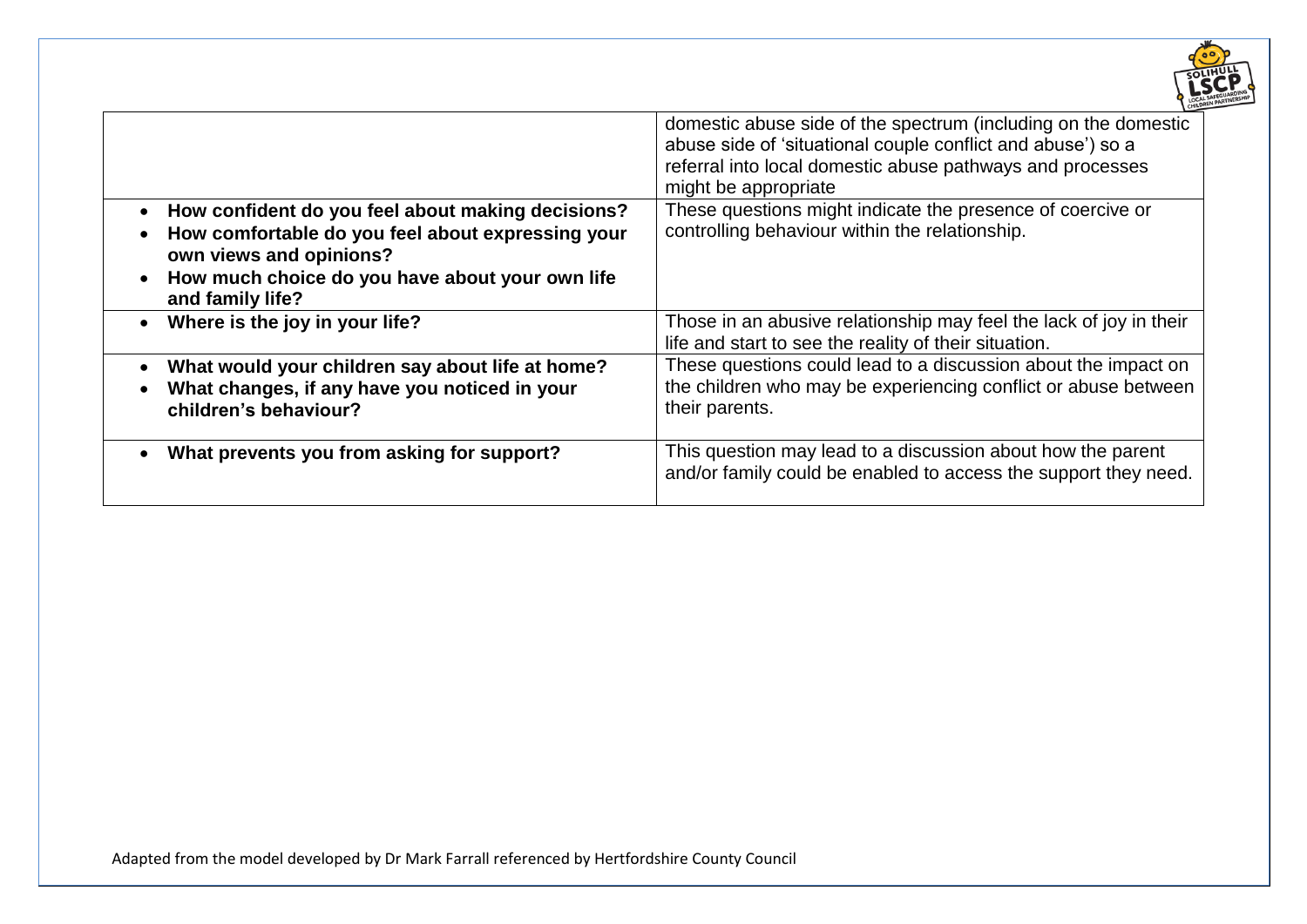| | |
|---|---|
| | domestic abuse side of the spectrum (including on the domestic abuse side of 'situational couple conflict and abuse') so a referral into local domestic abuse pathways and processes might be appropriate |
| • **How confident do you feel about making decisions?**<br>• **How comfortable do you feel about expressing your own views and opinions?**<br>• **How much choice do you have about your own life and family life?** | These questions might indicate the presence of coercive or controlling behaviour within the relationship. |
| • **Where is the joy in your life?** | Those in an abusive relationship may feel the lack of joy in their life and start to see the reality of their situation. |
| • **What would your children say about life at home?**<br>• **What changes, if any have you noticed in your children's behaviour?** | These questions could lead to a discussion about the impact on the children who may be experiencing conflict or abuse between their parents. |
| • **What prevents you from asking for support?** | This question may lead to a discussion about how the parent and/or family could be enabled to access the support they need. |

Adapted from the model developed by Dr Mark Farrall referenced by Hertfordshire County Council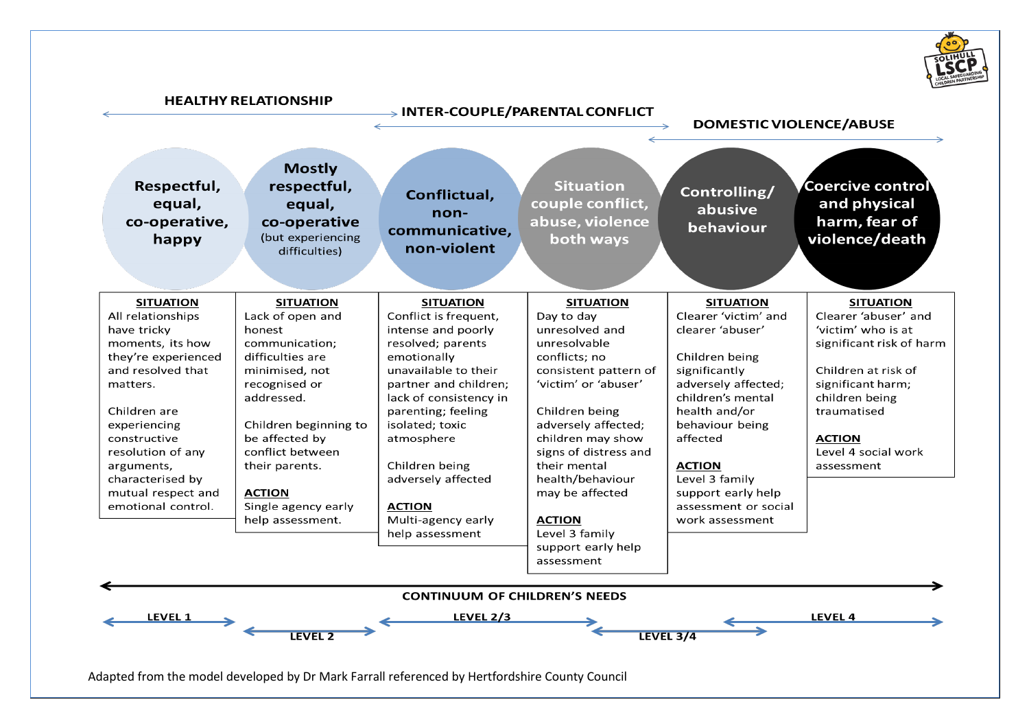SOLIHULL LSCP LOCAL SAFEGUARDING CHILDREN PARTNERSHIP

**HEALTHY RELATIONSHIP**

**INTER-COUPLE/PARENTAL CONFLICT**

**DOMESTIC VIOLENCE/ABUSE**

| Respectful, equal, co-operative, happy | Mostly respectful, equal, co-operative (but experiencing difficulties) | Conflictual, non-communicative, non-violent | Situation couple conflict, abuse, violence both ways | Controlling/ abusive behaviour | Coercive control and physical harm, fear of violence/death |
|---|---|---|---|---|---|
| **SITUATION** All relationships have tricky moments, its how they're experienced and resolved that matters. Children are experiencing constructive resolution of any arguments, characterised by mutual respect and emotional control. | **SITUATION** Lack of open and honest communication; difficulties are minimised, not recognised or addressed. Children beginning to be affected by conflict between their parents. **ACTION** Single agency early help assessment. | **SITUATION** Conflict is frequent, intense and poorly resolved; parents emotionally unavailable to their partner and children; lack of consistency in parenting; feeling isolated; toxic atmosphere Children being adversely affected **ACTION** Multi-agency early help assessment | **SITUATION** Day to day unresolved and unresolvable conflicts; no consistent pattern of 'victim' or 'abuser' Children being adversely affected; children may show signs of distress and their mental health/behaviour may be affected **ACTION** Level 3 family support early help assessment | **SITUATION** Clearer 'victim' and clearer 'abuser' Children being significantly adversely affected; children's mental health and/or behaviour being affected **ACTION** Level 3 family support early help assessment or social work assessment | **SITUATION** Clearer 'abuser' and 'victim' who is at significant risk of harm Children at risk of significant harm; children being traumatised **ACTION** Level 4 social work assessment |

**CONTINUUM OF CHILDREN'S NEEDS**

LEVEL 1

LEVEL 2

LEVEL 2/3

LEVEL 3/4

LEVEL 4

Adapted from the model developed by Dr Mark Farrall referenced by Hertfordshire County Council